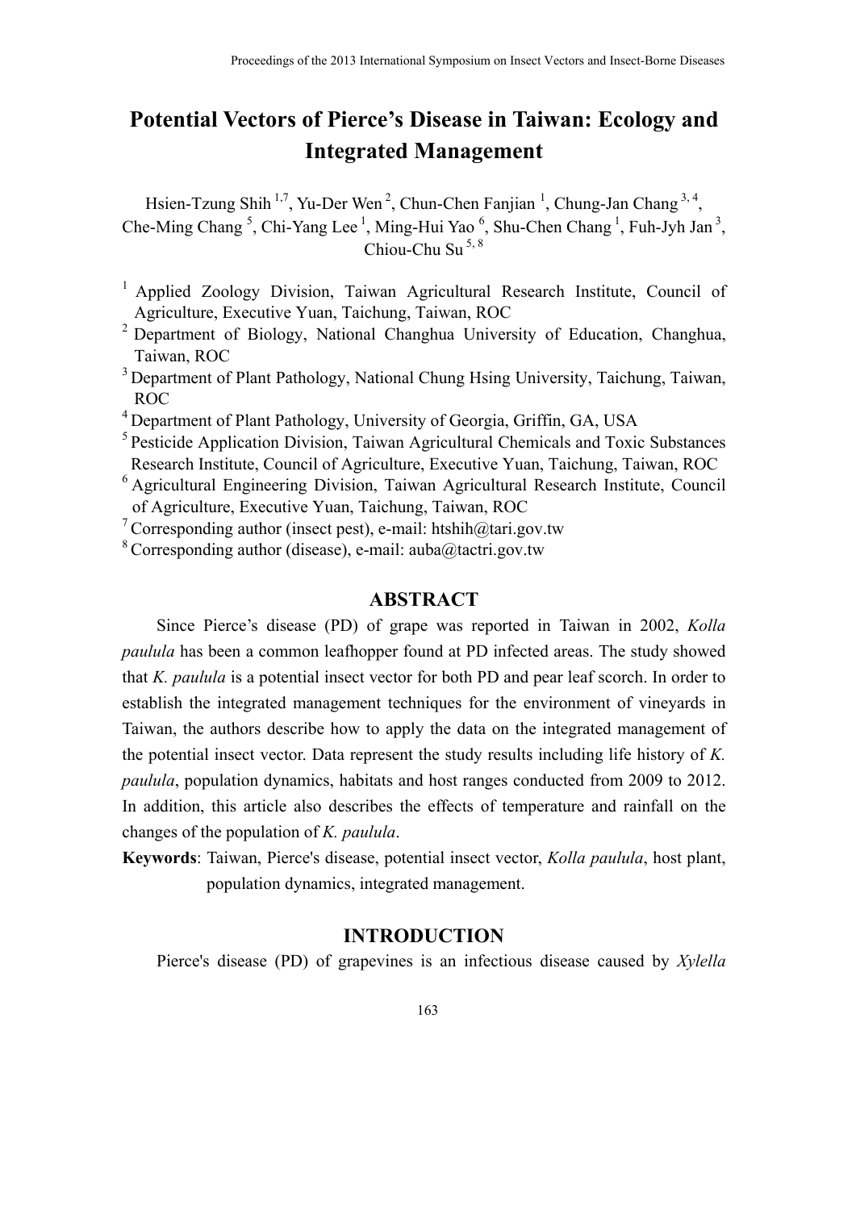# Potential Vectors of Pierce's Disease in Taiwan: Ecology and Integrated Management

Hsien-Tzung Shih [1,7], Yu-Der Wen [2], Chun-Chen Fanjian [1], Chung-Jan Chang [3,4], Che-Ming Chang [5], Chi-Yang Lee [1], Ming-Hui Yao [6], Shu-Chen Chang [1], Fuh-Jyh Jan [3], Chiou-Chu Su [5,8]

[1] Applied Zoology Division, Taiwan Agricultural Research Institute, Council of Agriculture, Executive Yuan, Taichung, Taiwan, ROC

[2] Department of Biology, National Changhua University of Education, Changhua, Taiwan, ROC

[3] Department of Plant Pathology, National Chung Hsing University, Taichung, Taiwan, ROC

[4] Department of Plant Pathology, University of Georgia, Griffin, GA, USA

[5] Pesticide Application Division, Taiwan Agricultural Chemicals and Toxic Substances Research Institute, Council of Agriculture, Executive Yuan, Taichung, Taiwan, ROC

[6] Agricultural Engineering Division, Taiwan Agricultural Research Institute, Council of Agriculture, Executive Yuan, Taichung, Taiwan, ROC

[7] Corresponding author (insect pest), e-mail: htshih@tari.gov.tw

[8] Corresponding author (disease), e-mail: auba@tactri.gov.tw

## ABSTRACT

Since Pierce's disease (PD) of grape was reported in Taiwan in 2002, *Kolla paulula* has been a common leafhopper found at PD infected areas. The study showed that *K. paulula* is a potential insect vector for both PD and pear leaf scorch. In order to establish the integrated management techniques for the environment of vineyards in Taiwan, the authors describe how to apply the data on the integrated management of the potential insect vector. Data represent the study results including life history of *K. paulula*, population dynamics, habitats and host ranges conducted from 2009 to 2012. In addition, this article also describes the effects of temperature and rainfall on the changes of the population of *K. paulula*.

**Keywords**: Taiwan, Pierce's disease, potential insect vector, *Kolla paulula*, host plant, population dynamics, integrated management.

## INTRODUCTION

Pierce's disease (PD) of grapevines is an infectious disease caused by *Xylella*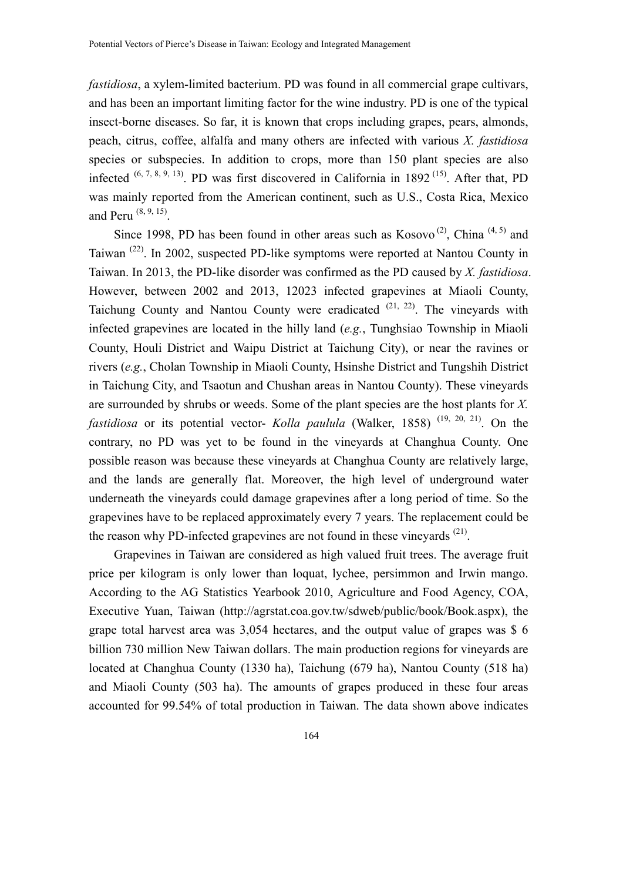*fastidiosa*, a xylem-limited bacterium. PD was found in all commercial grape cultivars, and has been an important limiting factor for the wine industry. PD is one of the typical insect-borne diseases. So far, it is known that crops including grapes, pears, almonds, peach, citrus, coffee, alfalfa and many others are infected with various *X. fastidiosa* species or subspecies. In addition to crops, more than 150 plant species are also infected [6, 7, 8, 9, 13]. PD was first discovered in California in 1892 [15]. After that, PD was mainly reported from the American continent, such as U.S., Costa Rica, Mexico and Peru [8, 9, 15].

Since 1998, PD has been found in other areas such as Kosovo [2], China [4, 5] and Taiwan [22]. In 2002, suspected PD-like symptoms were reported at Nantou County in Taiwan. In 2013, the PD-like disorder was confirmed as the PD caused by *X. fastidiosa*. However, between 2002 and 2013, 12023 infected grapevines at Miaoli County, Taichung County and Nantou County were eradicated [21, 22]. The vineyards with infected grapevines are located in the hilly land (*e.g.*, Tunghsiao Township in Miaoli County, Houli District and Waipu District at Taichung City), or near the ravines or rivers (*e.g.*, Cholan Township in Miaoli County, Hsinshe District and Tungshih District in Taichung City, and Tsaotun and Chushan areas in Nantou County). These vineyards are surrounded by shrubs or weeds. Some of the plant species are the host plants for *X. fastidiosa* or its potential vector- *Kolla paulula* (Walker, 1858) [19, 20, 21]. On the contrary, no PD was yet to be found in the vineyards at Changhua County. One possible reason was because these vineyards at Changhua County are relatively large, and the lands are generally flat. Moreover, the high level of underground water underneath the vineyards could damage grapevines after a long period of time. So the grapevines have to be replaced approximately every 7 years. The replacement could be the reason why PD-infected grapevines are not found in these vineyards [21].

Grapevines in Taiwan are considered as high valued fruit trees. The average fruit price per kilogram is only lower than loquat, lychee, persimmon and Irwin mango. According to the AG Statistics Yearbook 2010, Agriculture and Food Agency, COA, Executive Yuan, Taiwan (http://agrstat.coa.gov.tw/sdweb/public/book/Book.aspx), the grape total harvest area was 3,054 hectares, and the output value of grapes was $ 6 billion 730 million New Taiwan dollars. The main production regions for vineyards are located at Changhua County (1330 ha), Taichung (679 ha), Nantou County (518 ha) and Miaoli County (503 ha). The amounts of grapes produced in these four areas accounted for 99.54% of total production in Taiwan. The data shown above indicates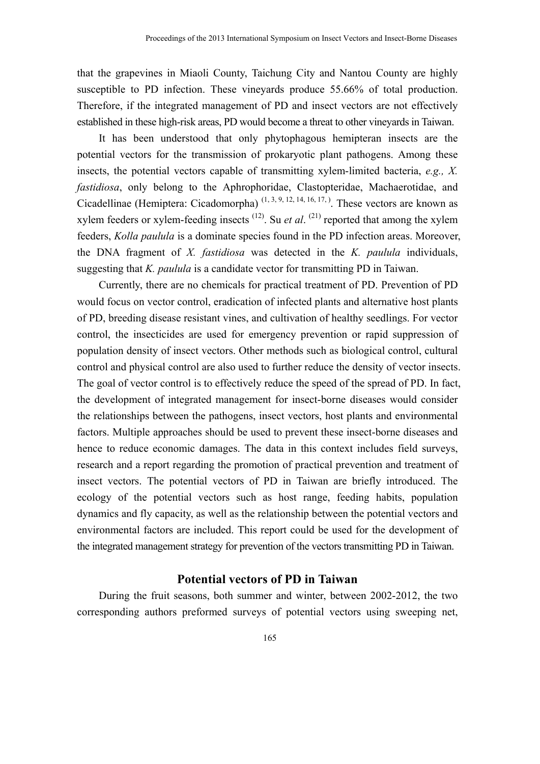that the grapevines in Miaoli County, Taichung City and Nantou County are highly susceptible to PD infection. These vineyards produce 55.66% of total production. Therefore, if the integrated management of PD and insect vectors are not effectively established in these high-risk areas, PD would become a threat to other vineyards in Taiwan.

It has been understood that only phytophagous hemipteran insects are the potential vectors for the transmission of prokaryotic plant pathogens. Among these insects, the potential vectors capable of transmitting xylem-limited bacteria, *e.g., X. fastidiosa*, only belong to the Aphrophoridae, Clastopteridae, Machaerotidae, and Cicadellinae (Hemiptera: Cicadomorpha) [1, 3, 9, 12, 14, 16, 17, ]. These vectors are known as xylem feeders or xylem-feeding insects [12]. Su *et al*. [21] reported that among the xylem feeders, *Kolla paulula* is a dominate species found in the PD infection areas. Moreover, the DNA fragment of *X. fastidiosa* was detected in the *K. paulula* individuals, suggesting that *K. paulula* is a candidate vector for transmitting PD in Taiwan.

Currently, there are no chemicals for practical treatment of PD. Prevention of PD would focus on vector control, eradication of infected plants and alternative host plants of PD, breeding disease resistant vines, and cultivation of healthy seedlings. For vector control, the insecticides are used for emergency prevention or rapid suppression of population density of insect vectors. Other methods such as biological control, cultural control and physical control are also used to further reduce the density of vector insects. The goal of vector control is to effectively reduce the speed of the spread of PD. In fact, the development of integrated management for insect-borne diseases would consider the relationships between the pathogens, insect vectors, host plants and environmental factors. Multiple approaches should be used to prevent these insect-borne diseases and hence to reduce economic damages. The data in this context includes field surveys, research and a report regarding the promotion of practical prevention and treatment of insect vectors. The potential vectors of PD in Taiwan are briefly introduced. The ecology of the potential vectors such as host range, feeding habits, population dynamics and fly capacity, as well as the relationship between the potential vectors and environmental factors are included. This report could be used for the development of the integrated management strategy for prevention of the vectors transmitting PD in Taiwan.

## Potential vectors of PD in Taiwan

During the fruit seasons, both summer and winter, between 2002-2012, the two corresponding authors preformed surveys of potential vectors using sweeping net,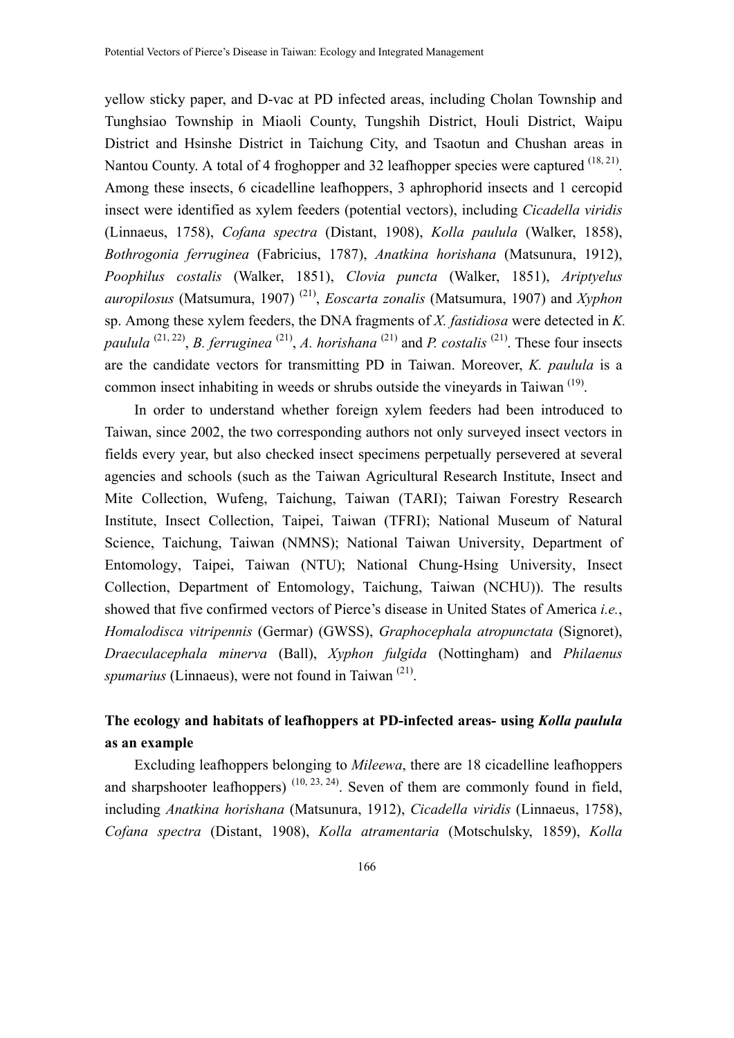yellow sticky paper, and D-vac at PD infected areas, including Cholan Township and Tunghsiao Township in Miaoli County, Tungshih District, Houli District, Waipu District and Hsinshe District in Taichung City, and Tsaotun and Chushan areas in Nantou County. A total of 4 froghopper and 32 leafhopper species were captured [18, 21]. Among these insects, 6 cicadelline leafhoppers, 3 aphrophorid insects and 1 cercopid insect were identified as xylem feeders (potential vectors), including *Cicadella viridis* (Linnaeus, 1758), *Cofana spectra* (Distant, 1908), *Kolla paulula* (Walker, 1858), *Bothrogonia ferruginea* (Fabricius, 1787), *Anatkina horishana* (Matsunura, 1912), *Poophilus costalis* (Walker, 1851), *Clovia puncta* (Walker, 1851), *Ariptyelus auropilosus* (Matsumura, 1907) [21], *Eoscarta zonalis* (Matsumura, 1907) and *Xyphon* sp. Among these xylem feeders, the DNA fragments of *X. fastidiosa* were detected in *K. paulula* [21, 22], *B. ferruginea* [21], *A. horishana* [21] and *P. costalis* [21]. These four insects are the candidate vectors for transmitting PD in Taiwan. Moreover, *K. paulula* is a common insect inhabiting in weeds or shrubs outside the vineyards in Taiwan [19].

In order to understand whether foreign xylem feeders had been introduced to Taiwan, since 2002, the two corresponding authors not only surveyed insect vectors in fields every year, but also checked insect specimens perpetually persevered at several agencies and schools (such as the Taiwan Agricultural Research Institute, Insect and Mite Collection, Wufeng, Taichung, Taiwan (TARI); Taiwan Forestry Research Institute, Insect Collection, Taipei, Taiwan (TFRI); National Museum of Natural Science, Taichung, Taiwan (NMNS); National Taiwan University, Department of Entomology, Taipei, Taiwan (NTU); National Chung-Hsing University, Insect Collection, Department of Entomology, Taichung, Taiwan (NCHU)). The results showed that five confirmed vectors of Pierce's disease in United States of America *i.e.*, *Homalodisca vitripennis* (Germar) (GWSS), *Graphocephala atropunctata* (Signoret), *Draeculacephala minerva* (Ball), *Xyphon fulgida* (Nottingham) and *Philaenus spumarius* (Linnaeus), were not found in Taiwan [21].

### The ecology and habitats of leafhoppers at PD-infected areas- using *Kolla paulula* as an example

Excluding leafhoppers belonging to *Mileewa*, there are 18 cicadelline leafhoppers and sharpshooter leafhoppers) [10, 23, 24]. Seven of them are commonly found in field, including *Anatkina horishana* (Matsunura, 1912), *Cicadella viridis* (Linnaeus, 1758), *Cofana spectra* (Distant, 1908), *Kolla atramentaria* (Motschulsky, 1859), *Kolla*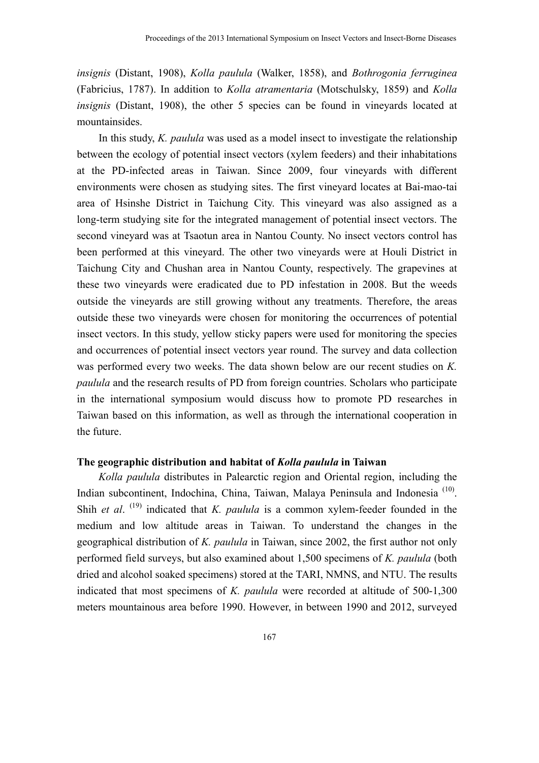*insignis* (Distant, 1908), *Kolla paulula* (Walker, 1858), and *Bothrogonia ferruginea* (Fabricius, 1787). In addition to *Kolla atramentaria* (Motschulsky, 1859) and *Kolla insignis* (Distant, 1908), the other 5 species can be found in vineyards located at mountainsides.

In this study, *K. paulula* was used as a model insect to investigate the relationship between the ecology of potential insect vectors (xylem feeders) and their inhabitations at the PD-infected areas in Taiwan. Since 2009, four vineyards with different environments were chosen as studying sites. The first vineyard locates at Bai-mao-tai area of Hsinshe District in Taichung City. This vineyard was also assigned as a long-term studying site for the integrated management of potential insect vectors. The second vineyard was at Tsaotun area in Nantou County. No insect vectors control has been performed at this vineyard. The other two vineyards were at Houli District in Taichung City and Chushan area in Nantou County, respectively. The grapevines at these two vineyards were eradicated due to PD infestation in 2008. But the weeds outside the vineyards are still growing without any treatments. Therefore, the areas outside these two vineyards were chosen for monitoring the occurrences of potential insect vectors. In this study, yellow sticky papers were used for monitoring the species and occurrences of potential insect vectors year round. The survey and data collection was performed every two weeks. The data shown below are our recent studies on *K. paulula* and the research results of PD from foreign countries. Scholars who participate in the international symposium would discuss how to promote PD researches in Taiwan based on this information, as well as through the international cooperation in the future.

**The geographic distribution and habitat of *Kolla paulula* in Taiwan**

*Kolla paulula* distributes in Palearctic region and Oriental region, including the Indian subcontinent, Indochina, China, Taiwan, Malaya Peninsula and Indonesia [(10)]. Shih *et al*. [(19)] indicated that *K. paulula* is a common xylem-feeder founded in the medium and low altitude areas in Taiwan. To understand the changes in the geographical distribution of *K. paulula* in Taiwan, since 2002, the first author not only performed field surveys, but also examined about 1,500 specimens of *K. paulula* (both dried and alcohol soaked specimens) stored at the TARI, NMNS, and NTU. The results indicated that most specimens of *K. paulula* were recorded at altitude of 500-1,300 meters mountainous area before 1990. However, in between 1990 and 2012, surveyed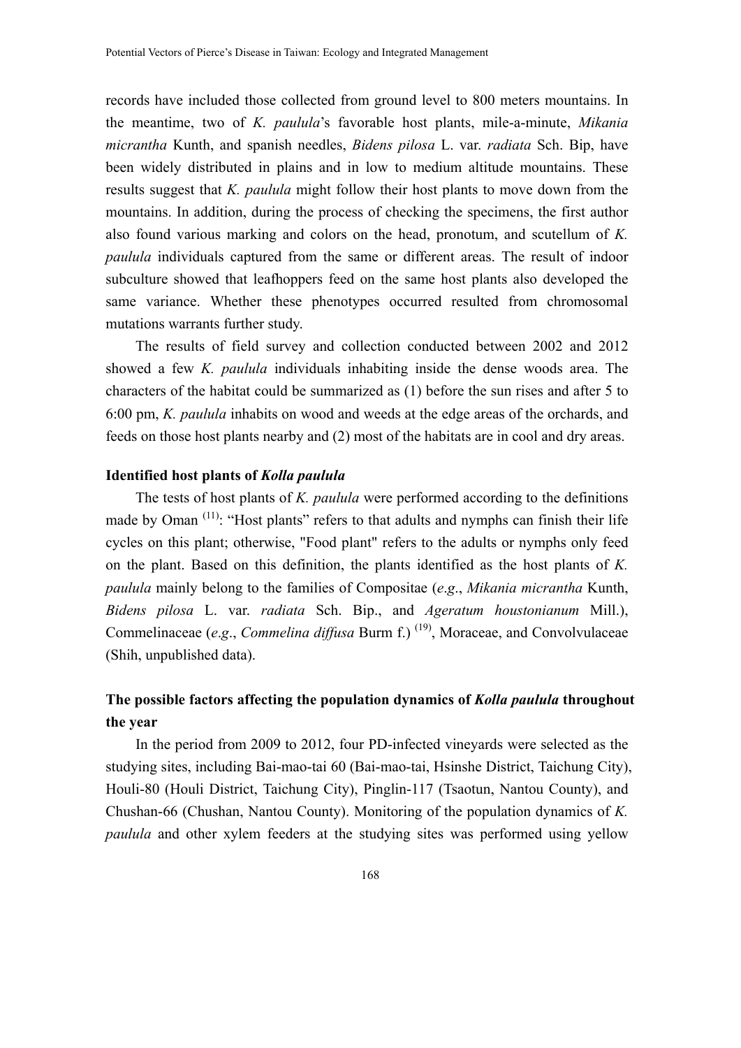records have included those collected from ground level to 800 meters mountains. In the meantime, two of *K. paulula*'s favorable host plants, mile-a-minute, *Mikania micrantha* Kunth, and spanish needles, *Bidens pilosa* L. var. *radiata* Sch. Bip, have been widely distributed in plains and in low to medium altitude mountains. These results suggest that *K. paulula* might follow their host plants to move down from the mountains. In addition, during the process of checking the specimens, the first author also found various marking and colors on the head, pronotum, and scutellum of *K. paulula* individuals captured from the same or different areas. The result of indoor subculture showed that leafhoppers feed on the same host plants also developed the same variance. Whether these phenotypes occurred resulted from chromosomal mutations warrants further study.

The results of field survey and collection conducted between 2002 and 2012 showed a few *K. paulula* individuals inhabiting inside the dense woods area. The characters of the habitat could be summarized as (1) before the sun rises and after 5 to 6:00 pm, *K. paulula* inhabits on wood and weeds at the edge areas of the orchards, and feeds on those host plants nearby and (2) most of the habitats are in cool and dry areas.

### Identified host plants of *Kolla paulula*

The tests of host plants of *K. paulula* were performed according to the definitions made by Oman [11]: "Host plants" refers to that adults and nymphs can finish their life cycles on this plant; otherwise, "Food plant" refers to the adults or nymphs only feed on the plant. Based on this definition, the plants identified as the host plants of *K. paulula* mainly belong to the families of Compositae (*e.g*., *Mikania micrantha* Kunth, *Bidens pilosa* L. var. *radiata* Sch. Bip., and *Ageratum houstonianum* Mill.), Commelinaceae (*e.g*., *Commelina diffusa* Burm f.) [19], Moraceae, and Convolvulaceae (Shih, unpublished data).

### The possible factors affecting the population dynamics of *Kolla paulula* throughout the year

In the period from 2009 to 2012, four PD-infected vineyards were selected as the studying sites, including Bai-mao-tai 60 (Bai-mao-tai, Hsinshe District, Taichung City), Houli-80 (Houli District, Taichung City), Pinglin-117 (Tsaotun, Nantou County), and Chushan-66 (Chushan, Nantou County). Monitoring of the population dynamics of *K. paulula* and other xylem feeders at the studying sites was performed using yellow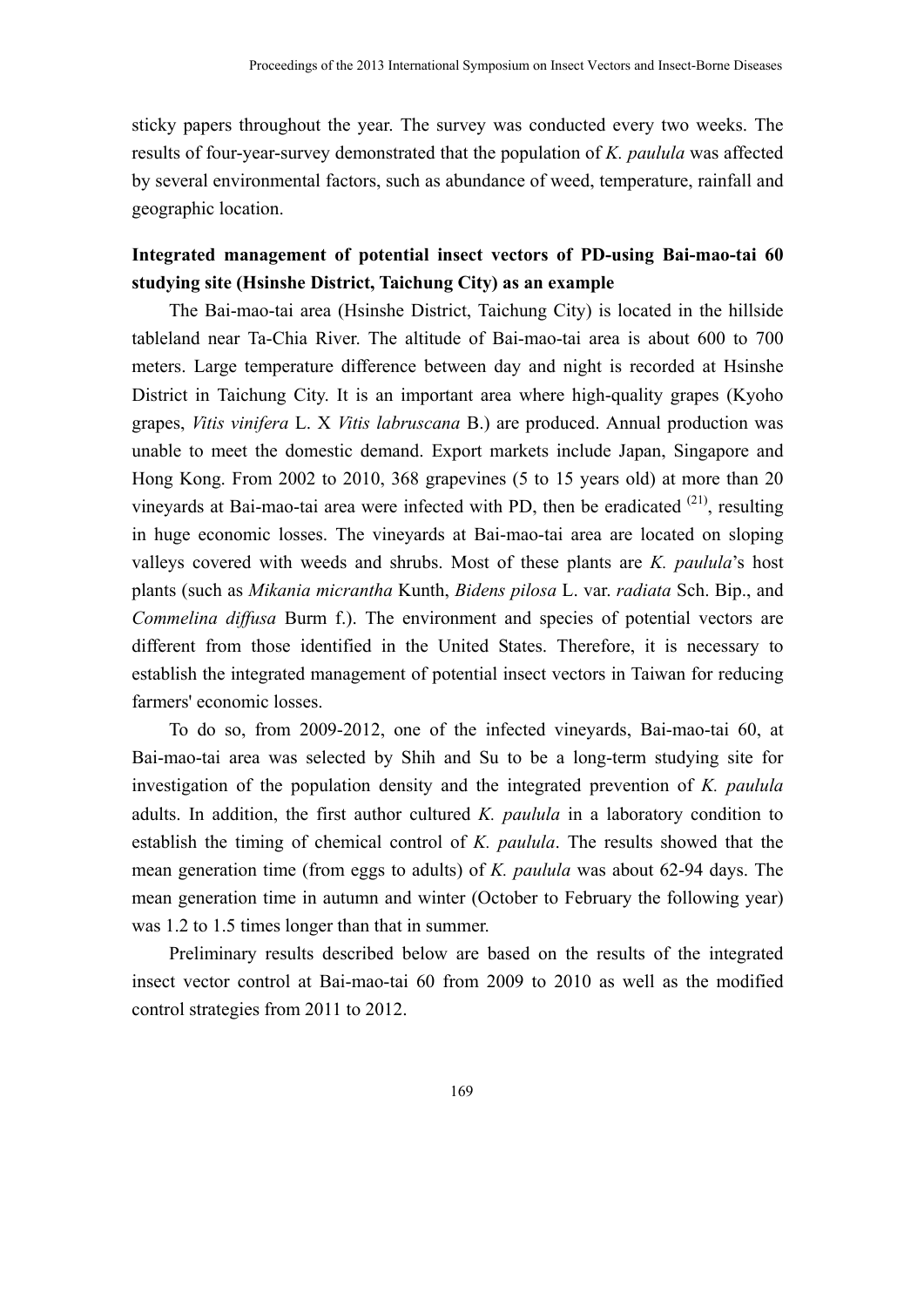sticky papers throughout the year. The survey was conducted every two weeks. The results of four-year-survey demonstrated that the population of *K. paulula* was affected by several environmental factors, such as abundance of weed, temperature, rainfall and geographic location.

**Integrated management of potential insect vectors of PD-using Bai-mao-tai 60 studying site (Hsinshe District, Taichung City) as an example**

The Bai-mao-tai area (Hsinshe District, Taichung City) is located in the hillside tableland near Ta-Chia River. The altitude of Bai-mao-tai area is about 600 to 700 meters. Large temperature difference between day and night is recorded at Hsinshe District in Taichung City. It is an important area where high-quality grapes (Kyoho grapes, *Vitis vinifera* L. X *Vitis labruscana* B.) are produced. Annual production was unable to meet the domestic demand. Export markets include Japan, Singapore and Hong Kong. From 2002 to 2010, 368 grapevines (5 to 15 years old) at more than 20 vineyards at Bai-mao-tai area were infected with PD, then be eradicated [(21)], resulting in huge economic losses. The vineyards at Bai-mao-tai area are located on sloping valleys covered with weeds and shrubs. Most of these plants are *K. paulula*'s host plants (such as *Mikania micrantha* Kunth, *Bidens pilosa* L. var. *radiata* Sch. Bip., and *Commelina diffusa* Burm f.). The environment and species of potential vectors are different from those identified in the United States. Therefore, it is necessary to establish the integrated management of potential insect vectors in Taiwan for reducing farmers' economic losses.

To do so, from 2009-2012, one of the infected vineyards, Bai-mao-tai 60, at Bai-mao-tai area was selected by Shih and Su to be a long-term studying site for investigation of the population density and the integrated prevention of *K. paulula* adults. In addition, the first author cultured *K. paulula* in a laboratory condition to establish the timing of chemical control of *K. paulula*. The results showed that the mean generation time (from eggs to adults) of *K. paulula* was about 62-94 days. The mean generation time in autumn and winter (October to February the following year) was 1.2 to 1.5 times longer than that in summer.

Preliminary results described below are based on the results of the integrated insect vector control at Bai-mao-tai 60 from 2009 to 2010 as well as the modified control strategies from 2011 to 2012.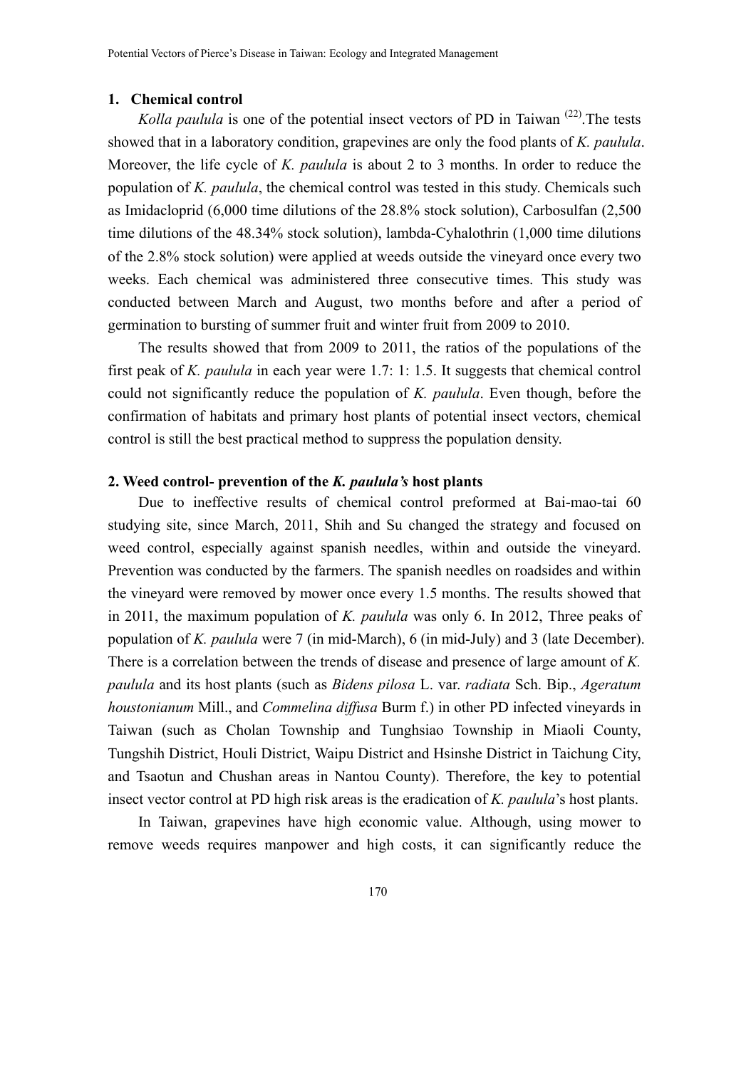### 1. Chemical control

*Kolla paulula* is one of the potential insect vectors of PD in Taiwan [22].The tests showed that in a laboratory condition, grapevines are only the food plants of *K. paulula*. Moreover, the life cycle of *K. paulula* is about 2 to 3 months. In order to reduce the population of *K. paulula*, the chemical control was tested in this study. Chemicals such as Imidacloprid (6,000 time dilutions of the 28.8% stock solution), Carbosulfan (2,500 time dilutions of the 48.34% stock solution), lambda-Cyhalothrin (1,000 time dilutions of the 2.8% stock solution) were applied at weeds outside the vineyard once every two weeks. Each chemical was administered three consecutive times. This study was conducted between March and August, two months before and after a period of germination to bursting of summer fruit and winter fruit from 2009 to 2010.

The results showed that from 2009 to 2011, the ratios of the populations of the first peak of *K. paulula* in each year were 1.7: 1: 1.5. It suggests that chemical control could not significantly reduce the population of *K. paulula*. Even though, before the confirmation of habitats and primary host plants of potential insect vectors, chemical control is still the best practical method to suppress the population density.

### 2. Weed control- prevention of the *K. paulula's* host plants

Due to ineffective results of chemical control preformed at Bai-mao-tai 60 studying site, since March, 2011, Shih and Su changed the strategy and focused on weed control, especially against spanish needles, within and outside the vineyard. Prevention was conducted by the farmers. The spanish needles on roadsides and within the vineyard were removed by mower once every 1.5 months. The results showed that in 2011, the maximum population of *K. paulula* was only 6. In 2012, Three peaks of population of *K. paulula* were 7 (in mid-March), 6 (in mid-July) and 3 (late December). There is a correlation between the trends of disease and presence of large amount of *K. paulula* and its host plants (such as *Bidens pilosa* L. var. *radiata* Sch. Bip., *Ageratum houstonianum* Mill., and *Commelina diffusa* Burm f.) in other PD infected vineyards in Taiwan (such as Cholan Township and Tunghsiao Township in Miaoli County, Tungshih District, Houli District, Waipu District and Hsinshe District in Taichung City, and Tsaotun and Chushan areas in Nantou County). Therefore, the key to potential insect vector control at PD high risk areas is the eradication of *K. paulula*'s host plants.

In Taiwan, grapevines have high economic value. Although, using mower to remove weeds requires manpower and high costs, it can significantly reduce the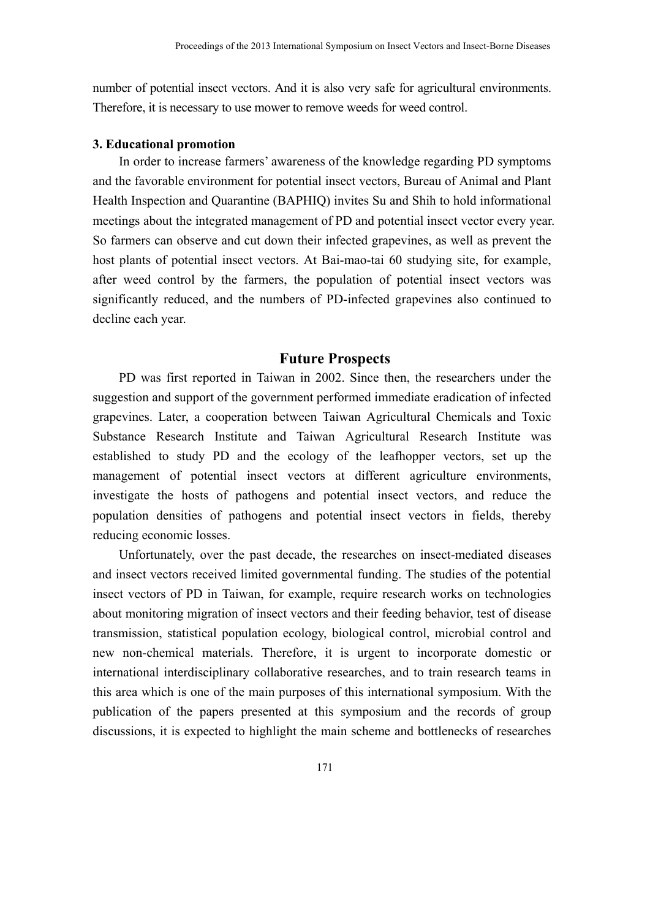number of potential insect vectors. And it is also very safe for agricultural environments. Therefore, it is necessary to use mower to remove weeds for weed control.

**3. Educational promotion**

In order to increase farmers' awareness of the knowledge regarding PD symptoms and the favorable environment for potential insect vectors, Bureau of Animal and Plant Health Inspection and Quarantine (BAPHIQ) invites Su and Shih to hold informational meetings about the integrated management of PD and potential insect vector every year. So farmers can observe and cut down their infected grapevines, as well as prevent the host plants of potential insect vectors. At Bai-mao-tai 60 studying site, for example, after weed control by the farmers, the population of potential insect vectors was significantly reduced, and the numbers of PD-infected grapevines also continued to decline each year.

## Future Prospects

PD was first reported in Taiwan in 2002. Since then, the researchers under the suggestion and support of the government performed immediate eradication of infected grapevines. Later, a cooperation between Taiwan Agricultural Chemicals and Toxic Substance Research Institute and Taiwan Agricultural Research Institute was established to study PD and the ecology of the leafhopper vectors, set up the management of potential insect vectors at different agriculture environments, investigate the hosts of pathogens and potential insect vectors, and reduce the population densities of pathogens and potential insect vectors in fields, thereby reducing economic losses.

Unfortunately, over the past decade, the researches on insect-mediated diseases and insect vectors received limited governmental funding. The studies of the potential insect vectors of PD in Taiwan, for example, require research works on technologies about monitoring migration of insect vectors and their feeding behavior, test of disease transmission, statistical population ecology, biological control, microbial control and new non-chemical materials. Therefore, it is urgent to incorporate domestic or international interdisciplinary collaborative researches, and to train research teams in this area which is one of the main purposes of this international symposium. With the publication of the papers presented at this symposium and the records of group discussions, it is expected to highlight the main scheme and bottlenecks of researches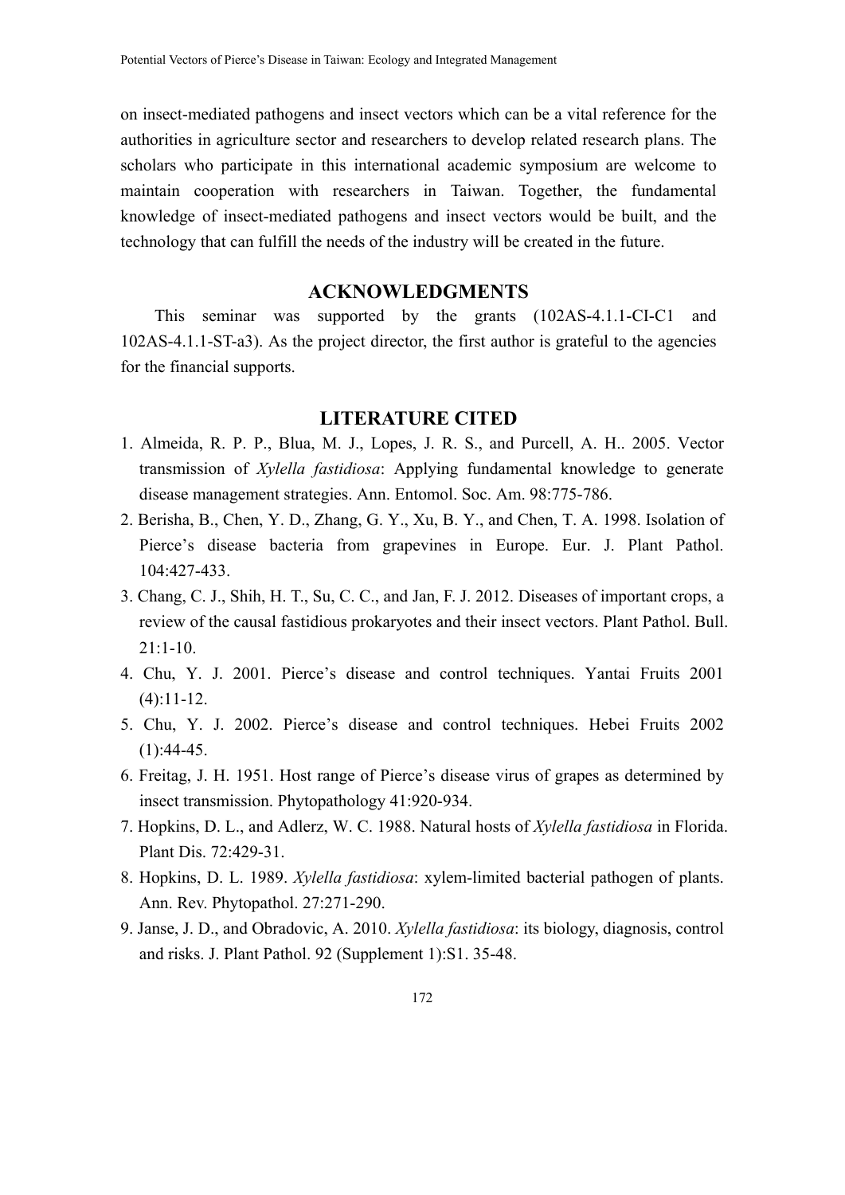on insect-mediated pathogens and insect vectors which can be a vital reference for the authorities in agriculture sector and researchers to develop related research plans. The scholars who participate in this international academic symposium are welcome to maintain cooperation with researchers in Taiwan. Together, the fundamental knowledge of insect-mediated pathogens and insect vectors would be built, and the technology that can fulfill the needs of the industry will be created in the future.

## ACKNOWLEDGMENTS

This seminar was supported by the grants (102AS-4.1.1-CI-C1 and 102AS-4.1.1-ST-a3). As the project director, the first author is grateful to the agencies for the financial supports.

## LITERATURE CITED

1. Almeida, R. P. P., Blua, M. J., Lopes, J. R. S., and Purcell, A. H.. 2005. Vector transmission of *Xylella fastidiosa*: Applying fundamental knowledge to generate disease management strategies. Ann. Entomol. Soc. Am. 98:775-786.
2. Berisha, B., Chen, Y. D., Zhang, G. Y., Xu, B. Y., and Chen, T. A. 1998. Isolation of Pierce's disease bacteria from grapevines in Europe. Eur. J. Plant Pathol. 104:427-433.
3. Chang, C. J., Shih, H. T., Su, C. C., and Jan, F. J. 2012. Diseases of important crops, a review of the causal fastidious prokaryotes and their insect vectors. Plant Pathol. Bull. 21:1-10.
4. Chu, Y. J. 2001. Pierce's disease and control techniques. Yantai Fruits 2001 (4):11-12.
5. Chu, Y. J. 2002. Pierce's disease and control techniques. Hebei Fruits 2002 (1):44-45.
6. Freitag, J. H. 1951. Host range of Pierce's disease virus of grapes as determined by insect transmission. Phytopathology 41:920-934.
7. Hopkins, D. L., and Adlerz, W. C. 1988. Natural hosts of *Xylella fastidiosa* in Florida. Plant Dis. 72:429-31.
8. Hopkins, D. L. 1989. *Xylella fastidiosa*: xylem-limited bacterial pathogen of plants. Ann. Rev. Phytopathol. 27:271-290.
9. Janse, J. D., and Obradovic, A. 2010. *Xylella fastidiosa*: its biology, diagnosis, control and risks. J. Plant Pathol. 92 (Supplement 1):S1. 35-48.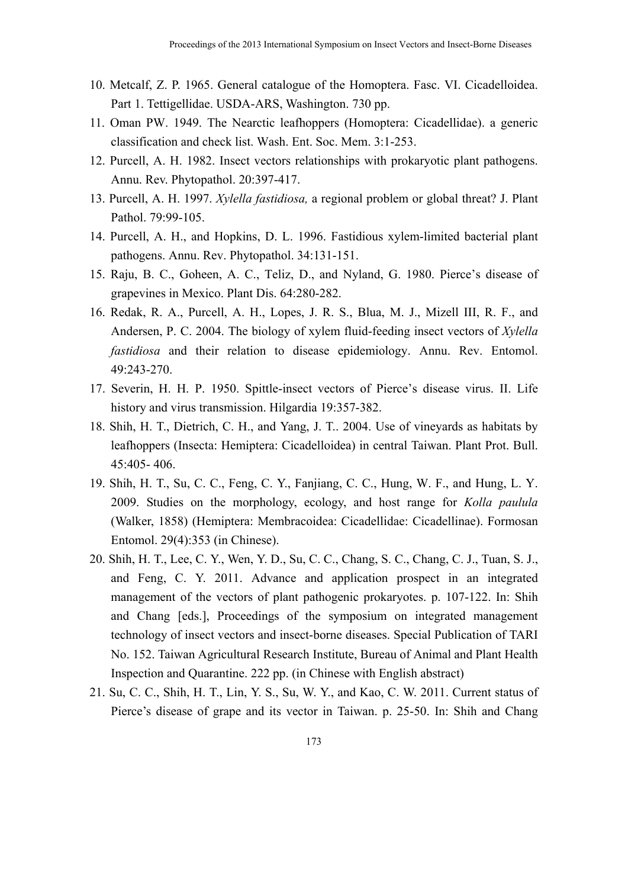10. Metcalf, Z. P. 1965. General catalogue of the Homoptera. Fasc. VI. Cicadelloidea. Part 1. Tettigellidae. USDA-ARS, Washington. 730 pp.
11. Oman PW. 1949. The Nearctic leafhoppers (Homoptera: Cicadellidae). a generic classification and check list. Wash. Ent. Soc. Mem. 3:1-253.
12. Purcell, A. H. 1982. Insect vectors relationships with prokaryotic plant pathogens. Annu. Rev. Phytopathol. 20:397-417.
13. Purcell, A. H. 1997. *Xylella fastidiosa,* a regional problem or global threat? J. Plant Pathol. 79:99-105.
14. Purcell, A. H., and Hopkins, D. L. 1996. Fastidious xylem-limited bacterial plant pathogens. Annu. Rev. Phytopathol. 34:131-151.
15. Raju, B. C., Goheen, A. C., Teliz, D., and Nyland, G. 1980. Pierce's disease of grapevines in Mexico. Plant Dis. 64:280-282.
16. Redak, R. A., Purcell, A. H., Lopes, J. R. S., Blua, M. J., Mizell III, R. F., and Andersen, P. C. 2004. The biology of xylem fluid-feeding insect vectors of *Xylella fastidiosa* and their relation to disease epidemiology. Annu. Rev. Entomol. 49:243-270.
17. Severin, H. H. P. 1950. Spittle-insect vectors of Pierce's disease virus. II. Life history and virus transmission. Hilgardia 19:357-382.
18. Shih, H. T., Dietrich, C. H., and Yang, J. T.. 2004. Use of vineyards as habitats by leafhoppers (Insecta: Hemiptera: Cicadelloidea) in central Taiwan. Plant Prot. Bull. 45:405- 406.
19. Shih, H. T., Su, C. C., Feng, C. Y., Fanjiang, C. C., Hung, W. F., and Hung, L. Y. 2009. Studies on the morphology, ecology, and host range for *Kolla paulula* (Walker, 1858) (Hemiptera: Membracoidea: Cicadellidae: Cicadellinae). Formosan Entomol. 29(4):353 (in Chinese).
20. Shih, H. T., Lee, C. Y., Wen, Y. D., Su, C. C., Chang, S. C., Chang, C. J., Tuan, S. J., and Feng, C. Y. 2011. Advance and application prospect in an integrated management of the vectors of plant pathogenic prokaryotes. p. 107-122. In: Shih and Chang [eds.], Proceedings of the symposium on integrated management technology of insect vectors and insect-borne diseases. Special Publication of TARI No. 152. Taiwan Agricultural Research Institute, Bureau of Animal and Plant Health Inspection and Quarantine. 222 pp. (in Chinese with English abstract)
21. Su, C. C., Shih, H. T., Lin, Y. S., Su, W. Y., and Kao, C. W. 2011. Current status of Pierce's disease of grape and its vector in Taiwan. p. 25-50. In: Shih and Chang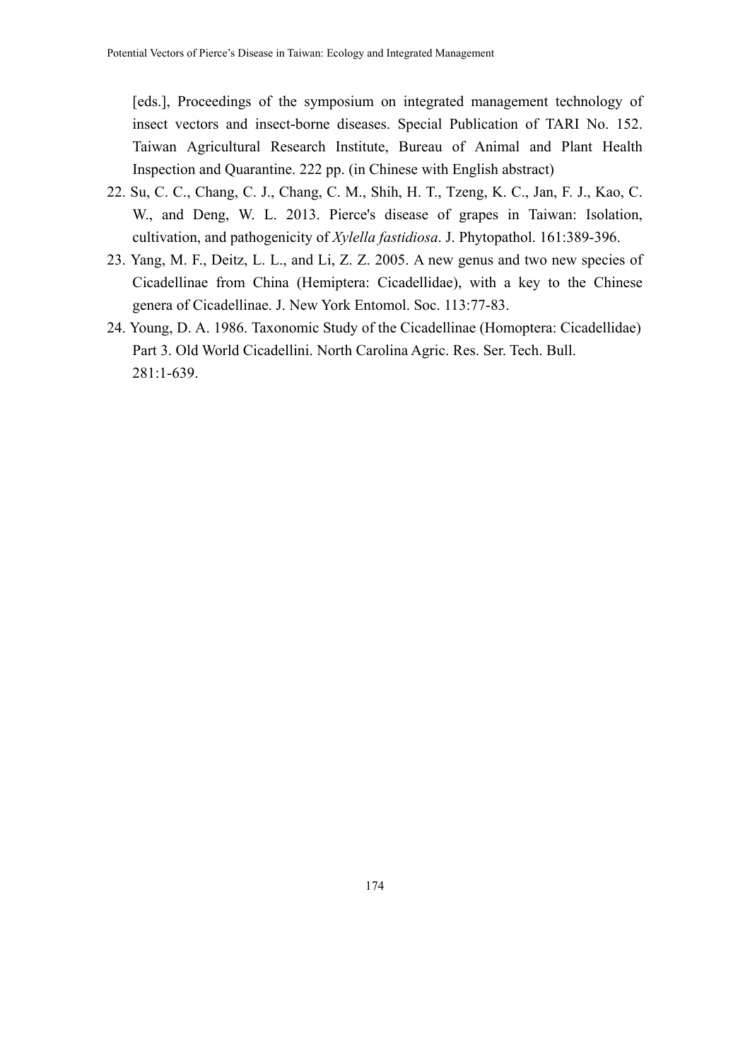[eds.], Proceedings of the symposium on integrated management technology of insect vectors and insect-borne diseases. Special Publication of TARI No. 152. Taiwan Agricultural Research Institute, Bureau of Animal and Plant Health Inspection and Quarantine. 222 pp. (in Chinese with English abstract)

22. Su, C. C., Chang, C. J., Chang, C. M., Shih, H. T., Tzeng, K. C., Jan, F. J., Kao, C. W., and Deng, W. L. 2013. Pierce's disease of grapes in Taiwan: Isolation, cultivation, and pathogenicity of *Xylella fastidiosa*. J. Phytopathol. 161:389-396.
23. Yang, M. F., Deitz, L. L., and Li, Z. Z. 2005. A new genus and two new species of Cicadellinae from China (Hemiptera: Cicadellidae), with a key to the Chinese genera of Cicadellinae. J. New York Entomol. Soc. 113:77-83.
24. Young, D. A. 1986. Taxonomic Study of the Cicadellinae (Homoptera: Cicadellidae) Part 3. Old World Cicadellini. North Carolina Agric. Res. Ser. Tech. Bull. 281:1-639.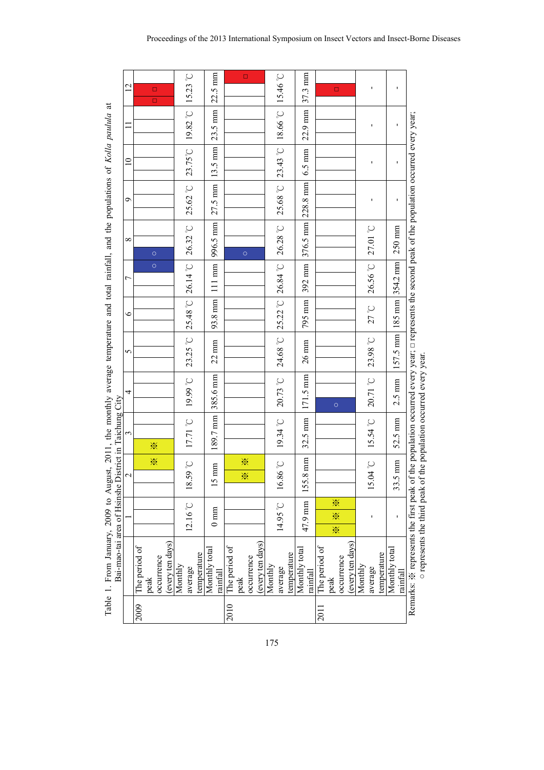Table 1. From January, 2009 to August, 2011, the monthly average temperature and total rainfall, and the populations of *Kolla paulula* at Bai-mao-tai area of Hsinshe District in Taichung City

| Year | | 1 | 2 | 3 | 4 | 5 | 6 | 7 | 8 | 9 | 10 | 11 | 12 |
|---|---|---|---|---|---|---|---|---|---|---|---|---|---|
| 2009 | The period of peak occurrence (every ten days) | | ※ | ※ | | | | ○ | ○ | | | | □ □ |
| | Monthly average temperature | 12.16 ℃ | 18.59 ℃ | 17.71 ℃ | 19.99 ℃ | 23.25 ℃ | 25.48 ℃ | 26.14 ℃ | 26.32 ℃ | 25.62 ℃ | 23.75℃ | 19.82 ℃ | 15.23 ℃ |
| | Monthly total rainfall | 0 mm | 15 mm | 189.7 mm | 385.6 mm | 22 mm | 93.8 mm | 111 mm | 996.5 mm | 27.5 mm | 13.5 mm | 23.5 mm | 22.5 mm |
| 2010 | The period of peak occurrence (every ten days) | | ※ ※ | | | | | | ○ | | | | □ |
| | Monthly average temperature | 14.95 ℃ | 16.86 ℃ | 19.34 ℃ | 20.73 ℃ | 24.68 ℃ | 25.22 ℃ | 26.84 ℃ | 26.28 ℃ | 25.68 ℃ | 23.43 ℃ | 18.66 ℃ | 15.46 ℃ |
| | Monthly total rainfall | 47.9 mm | 155.8 mm | 32.5 mm | 171.5 mm | 26 mm | 795 mm | 392 mm | 376.5 mm | 228.8 mm | 6.5 mm | 22.9 mm | 37.3 mm |
| 2011 | The period of peak occurrence (every ten days) | ※ ※ ※ | | | ○ | | | | | | | | □ |
| | Monthly average temperature | - | 15.04 ℃ | 15.54 ℃ | 20.71 ℃ | 23.98 ℃ | 27 ℃ | 26.56 ℃ | 27.01 ℃ | - | - | - | - |
| | Monthly total rainfall | - | 33.5 mm | 52.5 mm | 2.5 mm | 157.5 mm | 185 mm | 354.2 mm | 250 mm | - | - | - | - |

Remarks: ※ represents the first peak of the population occurred every year; □ represents the second peak of the population occurred every year; ○ represents the third peak of the population occurred every year.